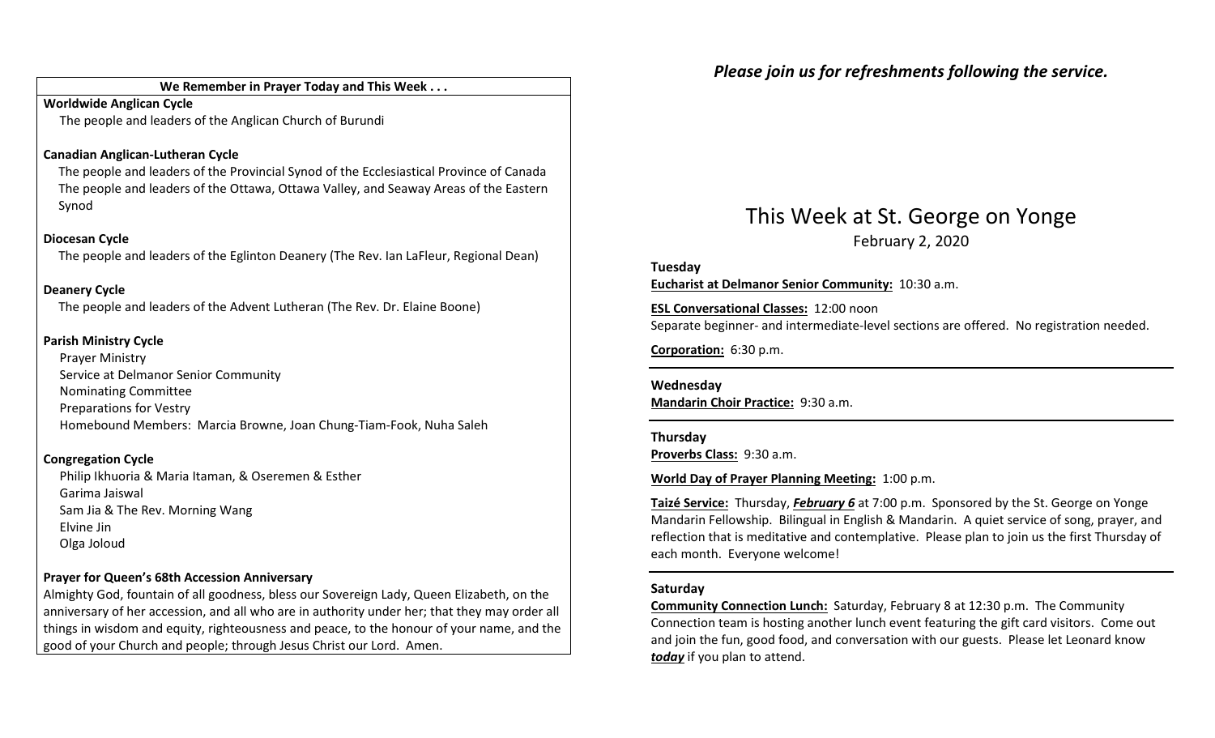## We Remember in Prayer Today and This Week . . .

**Worldwide Anglican Cycle**

The people and leaders of the Anglican Church of Burundi

**Canadian Anglican-Lutheran Cycle**

The people and leaders of the Provincial Synod of the Ecclesiastical Province of Canada
The people and leaders of the Ottawa, Ottawa Valley, and Seaway Areas of the Eastern Synod

**Diocesan Cycle**

The people and leaders of the Eglinton Deanery (The Rev. Ian LaFleur, Regional Dean)

**Deanery Cycle**

The people and leaders of the Advent Lutheran (The Rev. Dr. Elaine Boone)

**Parish Ministry Cycle**

Prayer Ministry
Service at Delmanor Senior Community
Nominating Committee
Preparations for Vestry
Homebound Members: Marcia Browne, Joan Chung-Tiam-Fook, Nuha Saleh

**Congregation Cycle**

Philip Ikhuoria & Maria Itaman, & Oseremen & Esther
Garima Jaiswal
Sam Jia & The Rev. Morning Wang
Elvine Jin
Olga Joloud

**Prayer for Queen's 68th Accession Anniversary**

Almighty God, fountain of all goodness, bless our Sovereign Lady, Queen Elizabeth, on the anniversary of her accession, and all who are in authority under her; that they may order all things in wisdom and equity, righteousness and peace, to the honour of your name, and the good of your Church and people; through Jesus Christ our Lord. Amen.

***Please join us for refreshments following the service.***

# This Week at St. George on Yonge

February 2, 2020

**Tuesday**

**Eucharist at Delmanor Senior Community:** 10:30 a.m.

**ESL Conversational Classes:** 12:00 noon
Separate beginner- and intermediate-level sections are offered. No registration needed.

**Corporation:** 6:30 p.m.

**Wednesday**

**Mandarin Choir Practice:** 9:30 a.m.

**Thursday**

**Proverbs Class:** 9:30 a.m.

**World Day of Prayer Planning Meeting:** 1:00 p.m.

**Taizé Service:** Thursday, ***February 6*** at 7:00 p.m. Sponsored by the St. George on Yonge Mandarin Fellowship. Bilingual in English & Mandarin. A quiet service of song, prayer, and reflection that is meditative and contemplative. Please plan to join us the first Thursday of each month. Everyone welcome!

**Saturday**

**Community Connection Lunch:** Saturday, February 8 at 12:30 p.m. The Community Connection team is hosting another lunch event featuring the gift card visitors. Come out and join the fun, good food, and conversation with our guests. Please let Leonard know ***today*** if you plan to attend.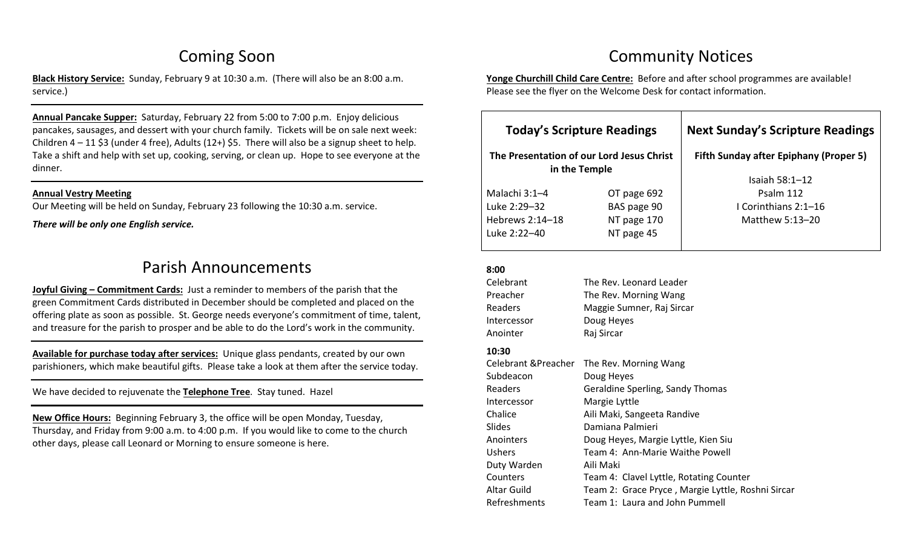# Coming Soon

**Black History Service:** Sunday, February 9 at 10:30 a.m. (There will also be an 8:00 a.m. service.)

**Annual Pancake Supper:** Saturday, February 22 from 5:00 to 7:00 p.m. Enjoy delicious pancakes, sausages, and dessert with your church family. Tickets will be on sale next week: Children 4 – 11 $3 (under 4 free), Adults (12+) $5. There will also be a signup sheet to help. Take a shift and help with set up, cooking, serving, or clean up. Hope to see everyone at the dinner.

**Annual Vestry Meeting**

Our Meeting will be held on Sunday, February 23 following the 10:30 a.m. service.

***There will be only one English service.***

# Parish Announcements

**Joyful Giving – Commitment Cards:** Just a reminder to members of the parish that the green Commitment Cards distributed in December should be completed and placed on the offering plate as soon as possible. St. George needs everyone's commitment of time, talent, and treasure for the parish to prosper and be able to do the Lord's work in the community.

**Available for purchase today after services:** Unique glass pendants, created by our own parishioners, which make beautiful gifts. Please take a look at them after the service today.

We have decided to rejuvenate the **Telephone Tree**. Stay tuned. Hazel

**New Office Hours:** Beginning February 3, the office will be open Monday, Tuesday, Thursday, and Friday from 9:00 a.m. to 4:00 p.m. If you would like to come to the church other days, please call Leonard or Morning to ensure someone is here.

# Community Notices

**Yonge Churchill Child Care Centre:** Before and after school programmes are available! Please see the flyer on the Welcome Desk for contact information.

### Today's Scripture Readings

**The Presentation of our Lord Jesus Christ in the Temple**

| | |
|---|---|
| Malachi 3:1–4 | OT page 692 |
| Luke 2:29–32 | BAS page 90 |
| Hebrews 2:14–18 | NT page 170 |
| Luke 2:22–40 | NT page 45 |

### Next Sunday's Scripture Readings

**Fifth Sunday after Epiphany (Proper 5)**

Isaiah 58:1–12
Psalm 112
I Corinthians 2:1–16
Matthew 5:13–20

**8:00**

| | |
|---|---|
| Celebrant | The Rev. Leonard Leader |
| Preacher | The Rev. Morning Wang |
| Readers | Maggie Sumner, Raj Sircar |
| Intercessor | Doug Heyes |
| Anointer | Raj Sircar |

**10:30**

| | |
|---|---|
| Celebrant &Preacher | The Rev. Morning Wang |
| Subdeacon | Doug Heyes |
| Readers | Geraldine Sperling, Sandy Thomas |
| Intercessor | Margie Lyttle |
| Chalice | Aili Maki, Sangeeta Randive |
| Slides | Damiana Palmieri |
| Anointers | Doug Heyes, Margie Lyttle, Kien Siu |
| Ushers | Team 4: Ann-Marie Waithe Powell |
| Duty Warden | Aili Maki |
| Counters | Team 4: Clavel Lyttle, Rotating Counter |
| Altar Guild | Team 2: Grace Pryce , Margie Lyttle, Roshni Sircar |
| Refreshments | Team 1: Laura and John Pummell |